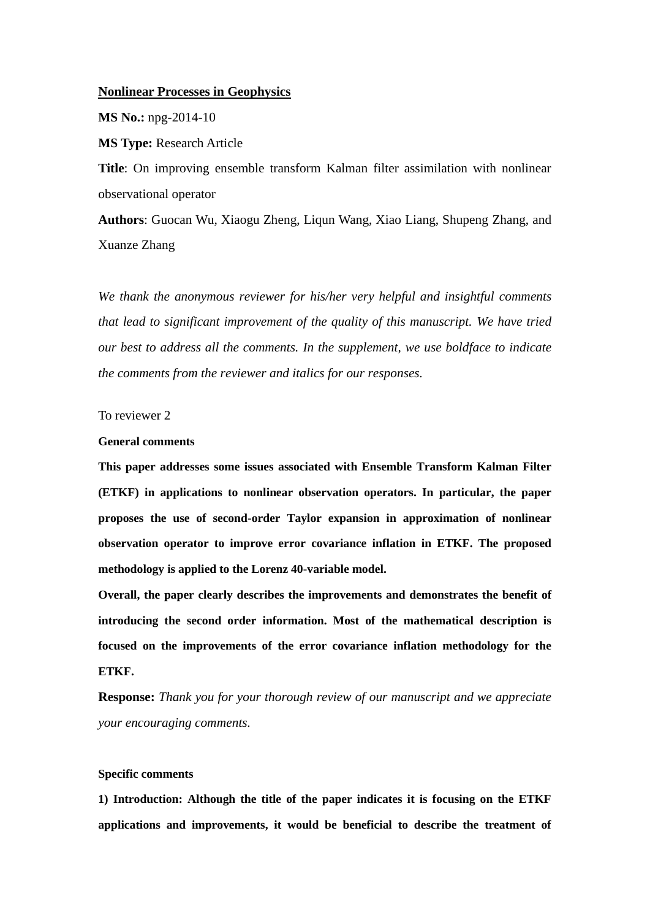**Nonlinear Processes in Geophysics**

**MS No.:** npg-2014-10

**MS Type:** Research Article

**Title**: On improving ensemble transform Kalman filter assimilation with nonlinear observational operator

**Authors**: Guocan Wu, Xiaogu Zheng, Liqun Wang, Xiao Liang, Shupeng Zhang, and Xuanze Zhang

*We thank the anonymous reviewer for his/her very helpful and insightful comments that lead to significant improvement of the quality of this manuscript. We have tried our best to address all the comments. In the supplement, we use boldface to indicate the comments from the reviewer and italics for our responses.*

To reviewer 2

**General comments**

**This paper addresses some issues associated with Ensemble Transform Kalman Filter (ETKF) in applications to nonlinear observation operators. In particular, the paper proposes the use of second-order Taylor expansion in approximation of nonlinear observation operator to improve error covariance inflation in ETKF. The proposed methodology is applied to the Lorenz 40-variable model.**

**Overall, the paper clearly describes the improvements and demonstrates the benefit of introducing the second order information. Most of the mathematical description is focused on the improvements of the error covariance inflation methodology for the ETKF.**

**Response:** *Thank you for your thorough review of our manuscript and we appreciate your encouraging comments.*

**Specific comments**

**1) Introduction: Although the title of the paper indicates it is focusing on the ETKF applications and improvements, it would be beneficial to describe the treatment of**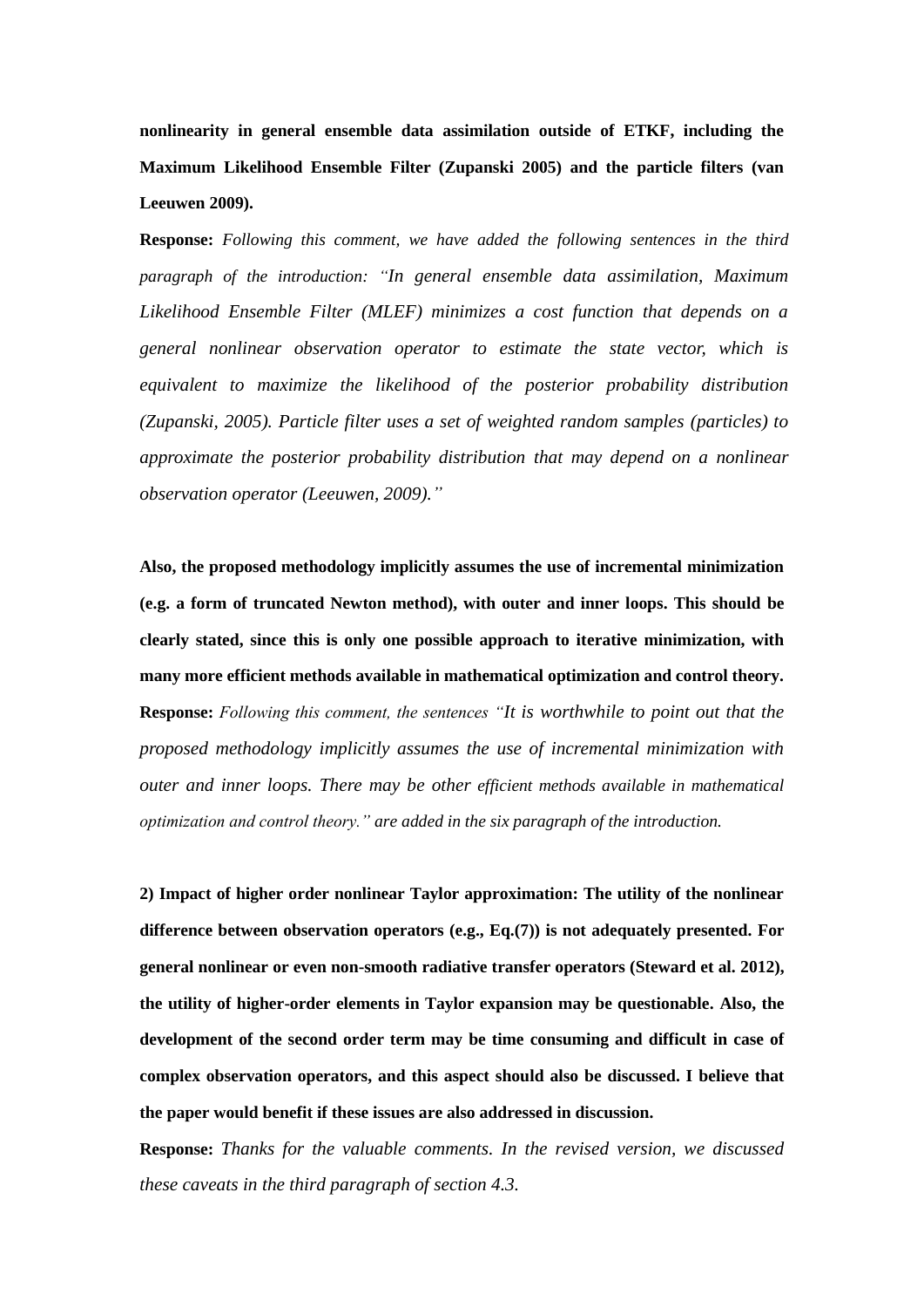**nonlinearity in general ensemble data assimilation outside of ETKF, including the Maximum Likelihood Ensemble Filter (Zupanski 2005) and the particle filters (van Leeuwen 2009).**

**Response:** *Following this comment, we have added the following sentences in the third paragraph of the introduction: "In general ensemble data assimilation, Maximum Likelihood Ensemble Filter (MLEF) minimizes a cost function that depends on a general nonlinear observation operator to estimate the state vector, which is equivalent to maximize the likelihood of the posterior probability distribution (Zupanski, 2005). Particle filter uses a set of weighted random samples (particles) to approximate the posterior probability distribution that may depend on a nonlinear observation operator (Leeuwen, 2009)."*

**Also, the proposed methodology implicitly assumes the use of incremental minimization (e.g. a form of truncated Newton method), with outer and inner loops. This should be clearly stated, since this is only one possible approach to iterative minimization, with many more efficient methods available in mathematical optimization and control theory.**

**Response:** *Following this comment, the sentences "It is worthwhile to point out that the proposed methodology implicitly assumes the use of incremental minimization with outer and inner loops. There may be other efficient methods available in mathematical optimization and control theory." are added in the six paragraph of the introduction.*

**2) Impact of higher order nonlinear Taylor approximation: The utility of the nonlinear difference between observation operators (e.g., Eq.(7)) is not adequately presented. For general nonlinear or even non-smooth radiative transfer operators (Steward et al. 2012), the utility of higher-order elements in Taylor expansion may be questionable. Also, the development of the second order term may be time consuming and difficult in case of complex observation operators, and this aspect should also be discussed. I believe that the paper would benefit if these issues are also addressed in discussion.**

**Response:** *Thanks for the valuable comments. In the revised version, we discussed these caveats in the third paragraph of section 4.3.*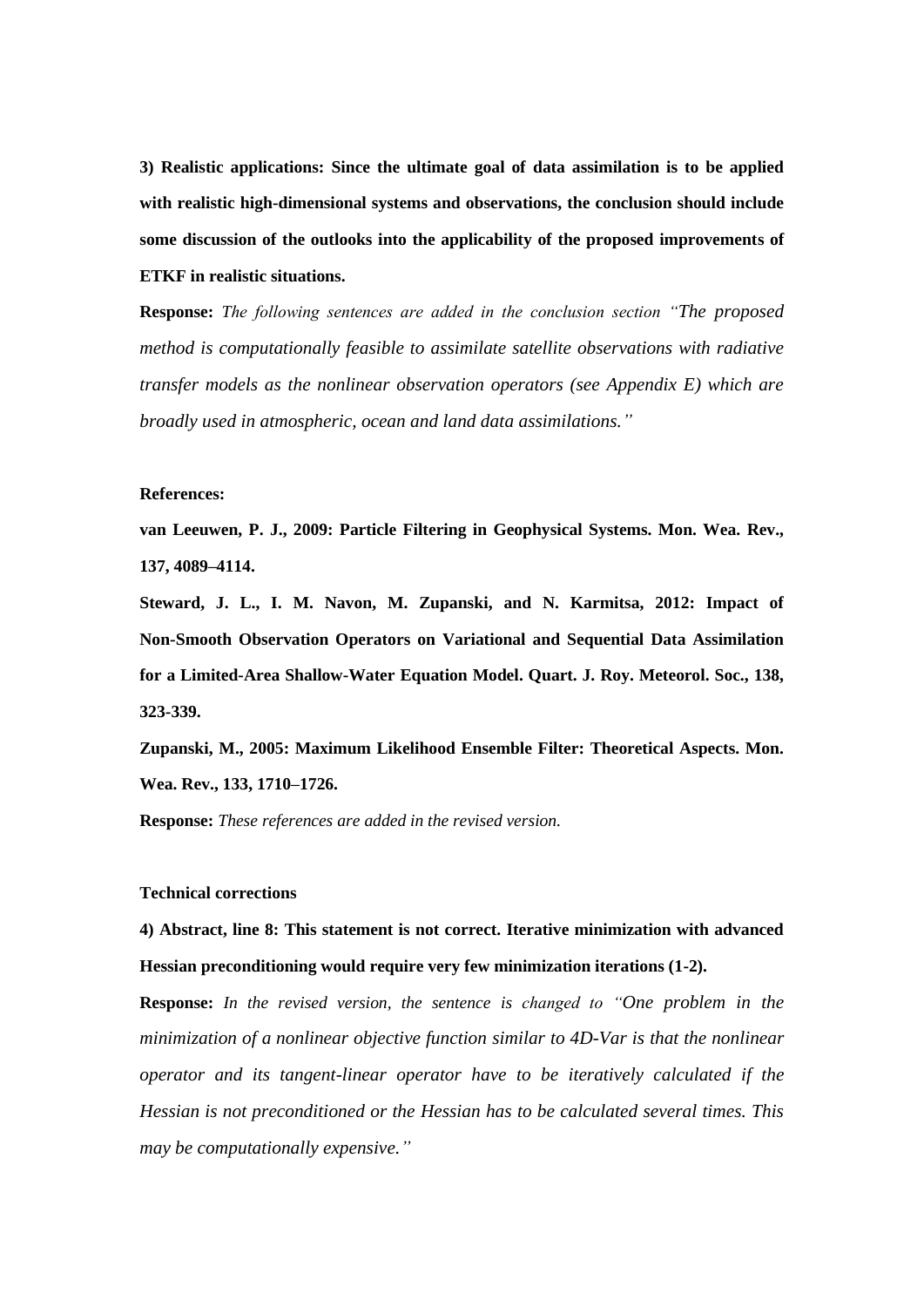**3) Realistic applications: Since the ultimate goal of data assimilation is to be applied with realistic high-dimensional systems and observations, the conclusion should include some discussion of the outlooks into the applicability of the proposed improvements of ETKF in realistic situations.**

**Response:** *The following sentences are added in the conclusion section "The proposed method is computationally feasible to assimilate satellite observations with radiative transfer models as the nonlinear observation operators (see Appendix E) which are broadly used in atmospheric, ocean and land data assimilations."*

**References:**

**van Leeuwen, P. J., 2009: Particle Filtering in Geophysical Systems. Mon. Wea. Rev., 137, 4089–4114.**

**Steward, J. L., I. M. Navon, M. Zupanski, and N. Karmitsa, 2012: Impact of Non-Smooth Observation Operators on Variational and Sequential Data Assimilation for a Limited-Area Shallow-Water Equation Model. Quart. J. Roy. Meteorol. Soc., 138, 323-339.**

**Zupanski, M., 2005: Maximum Likelihood Ensemble Filter: Theoretical Aspects. Mon. Wea. Rev., 133, 1710–1726.**

**Response:** *These references are added in the revised version.*

**Technical corrections**

**4) Abstract, line 8: This statement is not correct. Iterative minimization with advanced Hessian preconditioning would require very few minimization iterations (1-2).**

**Response:** *In the revised version, the sentence is changed to "One problem in the minimization of a nonlinear objective function similar to 4D-Var is that the nonlinear operator and its tangent-linear operator have to be iteratively calculated if the Hessian is not preconditioned or the Hessian has to be calculated several times. This may be computationally expensive."*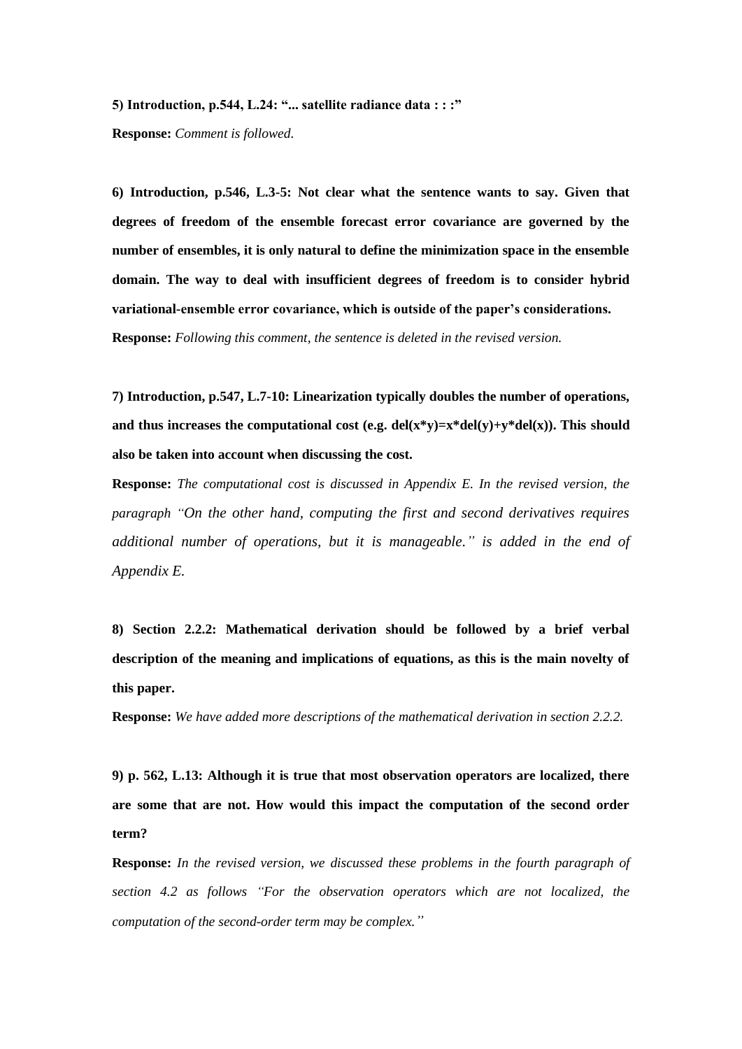**5) Introduction, p.544, L.24: "... satellite radiance data : : :"**

**Response:** *Comment is followed.*

**6) Introduction, p.546, L.3-5: Not clear what the sentence wants to say. Given that degrees of freedom of the ensemble forecast error covariance are governed by the number of ensembles, it is only natural to define the minimization space in the ensemble domain. The way to deal with insufficient degrees of freedom is to consider hybrid variational-ensemble error covariance, which is outside of the paper's considerations.**

**Response:** *Following this comment, the sentence is deleted in the revised version.*

**7) Introduction, p.547, L.7-10: Linearization typically doubles the number of operations, and thus increases the computational cost (e.g. del(x*y)=x*del(y)+y*del(x)). This should also be taken into account when discussing the cost.**

**Response:** *The computational cost is discussed in Appendix E. In the revised version, the paragraph "On the other hand, computing the first and second derivatives requires additional number of operations, but it is manageable." is added in the end of Appendix E.*

**8) Section 2.2.2: Mathematical derivation should be followed by a brief verbal description of the meaning and implications of equations, as this is the main novelty of this paper.**

**Response:** *We have added more descriptions of the mathematical derivation in section 2.2.2.*

**9) p. 562, L.13: Although it is true that most observation operators are localized, there are some that are not. How would this impact the computation of the second order term?**

**Response:** *In the revised version, we discussed these problems in the fourth paragraph of section 4.2 as follows "For the observation operators which are not localized, the computation of the second-order term may be complex."*